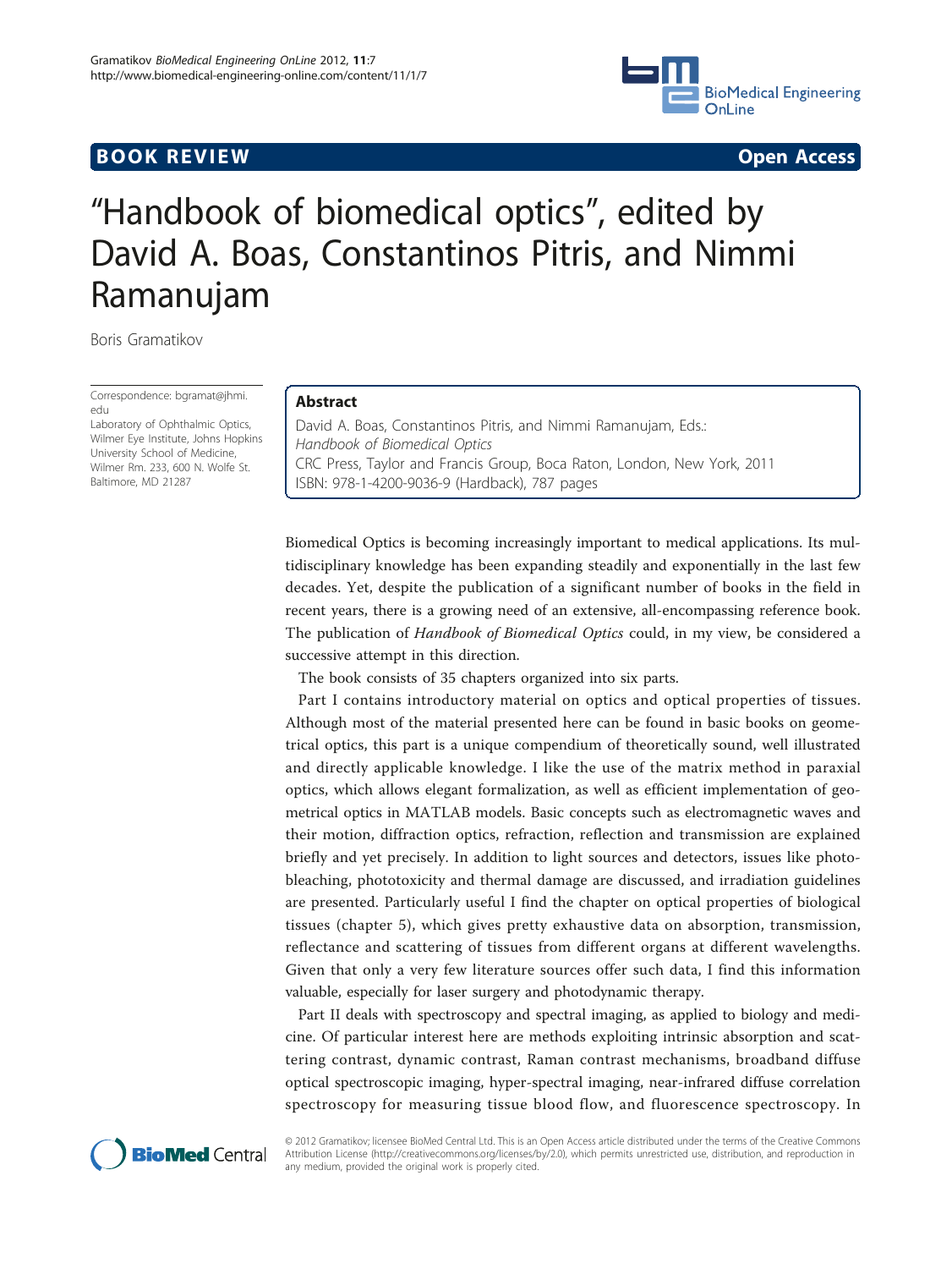**BOOK REVIEW** **Open Access**

# "Handbook of biomedical optics", edited by David A. Boas, Constantinos Pitris, and Nimmi Ramanujam

Boris Gramatikov

Correspondence: bgramat@jhmi.edu
Laboratory of Ophthalmic Optics, Wilmer Eye Institute, Johns Hopkins University School of Medicine, Wilmer Rm. 233, 600 N. Wolfe St. Baltimore, MD 21287

## Abstract

David A. Boas, Constantinos Pitris, and Nimmi Ramanujam, Eds.:
*Handbook of Biomedical Optics*
CRC Press, Taylor and Francis Group, Boca Raton, London, New York, 2011
ISBN: 978-1-4200-9036-9 (Hardback), 787 pages

Biomedical Optics is becoming increasingly important to medical applications. Its multidisciplinary knowledge has been expanding steadily and exponentially in the last few decades. Yet, despite the publication of a significant number of books in the field in recent years, there is a growing need of an extensive, all-encompassing reference book. The publication of *Handbook of Biomedical Optics* could, in my view, be considered a successive attempt in this direction.

The book consists of 35 chapters organized into six parts.

Part I contains introductory material on optics and optical properties of tissues. Although most of the material presented here can be found in basic books on geometrical optics, this part is a unique compendium of theoretically sound, well illustrated and directly applicable knowledge. I like the use of the matrix method in paraxial optics, which allows elegant formalization, as well as efficient implementation of geometrical optics in MATLAB models. Basic concepts such as electromagnetic waves and their motion, diffraction optics, refraction, reflection and transmission are explained briefly and yet precisely. In addition to light sources and detectors, issues like photobleaching, phototoxicity and thermal damage are discussed, and irradiation guidelines are presented. Particularly useful I find the chapter on optical properties of biological tissues (chapter 5), which gives pretty exhaustive data on absorption, transmission, reflectance and scattering of tissues from different organs at different wavelengths. Given that only a very few literature sources offer such data, I find this information valuable, especially for laser surgery and photodynamic therapy.

Part II deals with spectroscopy and spectral imaging, as applied to biology and medicine. Of particular interest here are methods exploiting intrinsic absorption and scattering contrast, dynamic contrast, Raman contrast mechanisms, broadband diffuse optical spectroscopic imaging, hyper-spectral imaging, near-infrared diffuse correlation spectroscopy for measuring tissue blood flow, and fluorescence spectroscopy. In

© 2012 Gramatikov; licensee BioMed Central Ltd. This is an Open Access article distributed under the terms of the Creative Commons Attribution License (http://creativecommons.org/licenses/by/2.0), which permits unrestricted use, distribution, and reproduction in any medium, provided the original work is properly cited.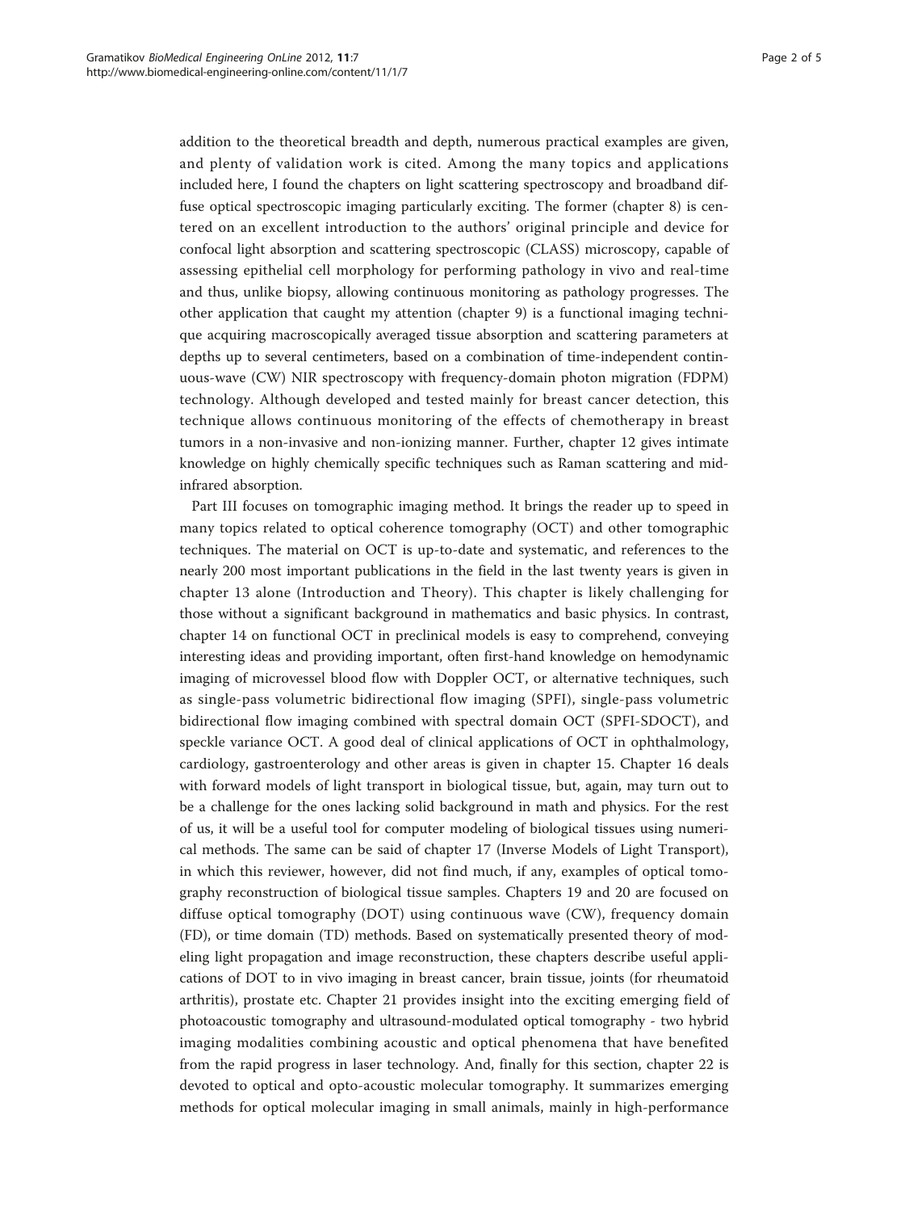addition to the theoretical breadth and depth, numerous practical examples are given, and plenty of validation work is cited. Among the many topics and applications included here, I found the chapters on light scattering spectroscopy and broadband diffuse optical spectroscopic imaging particularly exciting. The former (chapter 8) is centered on an excellent introduction to the authors' original principle and device for confocal light absorption and scattering spectroscopic (CLASS) microscopy, capable of assessing epithelial cell morphology for performing pathology in vivo and real-time and thus, unlike biopsy, allowing continuous monitoring as pathology progresses. The other application that caught my attention (chapter 9) is a functional imaging technique acquiring macroscopically averaged tissue absorption and scattering parameters at depths up to several centimeters, based on a combination of time-independent continuous-wave (CW) NIR spectroscopy with frequency-domain photon migration (FDPM) technology. Although developed and tested mainly for breast cancer detection, this technique allows continuous monitoring of the effects of chemotherapy in breast tumors in a non-invasive and non-ionizing manner. Further, chapter 12 gives intimate knowledge on highly chemically specific techniques such as Raman scattering and mid-infrared absorption.

Part III focuses on tomographic imaging method. It brings the reader up to speed in many topics related to optical coherence tomography (OCT) and other tomographic techniques. The material on OCT is up-to-date and systematic, and references to the nearly 200 most important publications in the field in the last twenty years is given in chapter 13 alone (Introduction and Theory). This chapter is likely challenging for those without a significant background in mathematics and basic physics. In contrast, chapter 14 on functional OCT in preclinical models is easy to comprehend, conveying interesting ideas and providing important, often first-hand knowledge on hemodynamic imaging of microvessel blood flow with Doppler OCT, or alternative techniques, such as single-pass volumetric bidirectional flow imaging (SPFI), single-pass volumetric bidirectional flow imaging combined with spectral domain OCT (SPFI-SDOCT), and speckle variance OCT. A good deal of clinical applications of OCT in ophthalmology, cardiology, gastroenterology and other areas is given in chapter 15. Chapter 16 deals with forward models of light transport in biological tissue, but, again, may turn out to be a challenge for the ones lacking solid background in math and physics. For the rest of us, it will be a useful tool for computer modeling of biological tissues using numerical methods. The same can be said of chapter 17 (Inverse Models of Light Transport), in which this reviewer, however, did not find much, if any, examples of optical tomography reconstruction of biological tissue samples. Chapters 19 and 20 are focused on diffuse optical tomography (DOT) using continuous wave (CW), frequency domain (FD), or time domain (TD) methods. Based on systematically presented theory of modeling light propagation and image reconstruction, these chapters describe useful applications of DOT to in vivo imaging in breast cancer, brain tissue, joints (for rheumatoid arthritis), prostate etc. Chapter 21 provides insight into the exciting emerging field of photoacoustic tomography and ultrasound-modulated optical tomography - two hybrid imaging modalities combining acoustic and optical phenomena that have benefited from the rapid progress in laser technology. And, finally for this section, chapter 22 is devoted to optical and opto-acoustic molecular tomography. It summarizes emerging methods for optical molecular imaging in small animals, mainly in high-performance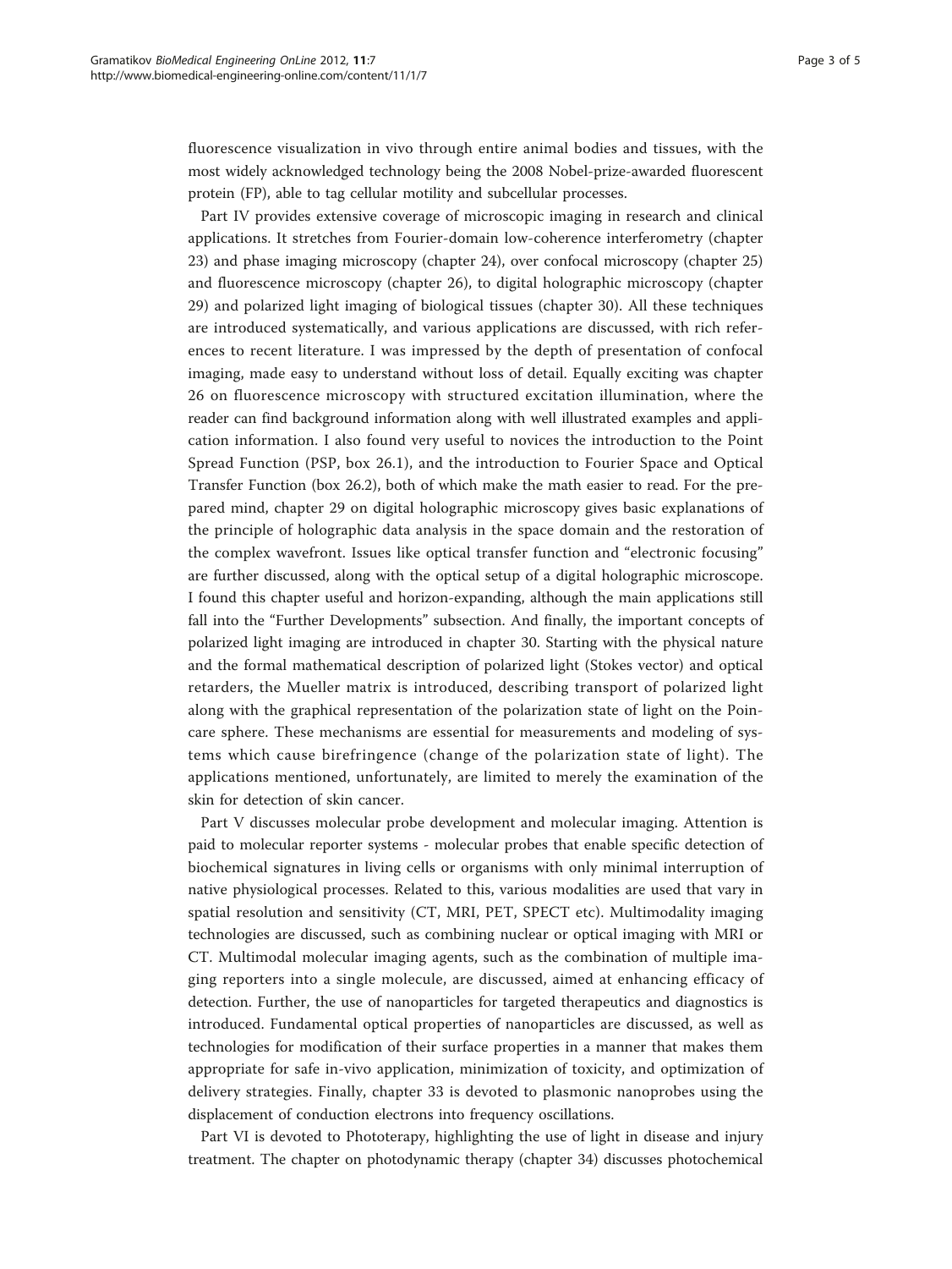fluorescence visualization in vivo through entire animal bodies and tissues, with the most widely acknowledged technology being the 2008 Nobel-prize-awarded fluorescent protein (FP), able to tag cellular motility and subcellular processes.

Part IV provides extensive coverage of microscopic imaging in research and clinical applications. It stretches from Fourier-domain low-coherence interferometry (chapter 23) and phase imaging microscopy (chapter 24), over confocal microscopy (chapter 25) and fluorescence microscopy (chapter 26), to digital holographic microscopy (chapter 29) and polarized light imaging of biological tissues (chapter 30). All these techniques are introduced systematically, and various applications are discussed, with rich references to recent literature. I was impressed by the depth of presentation of confocal imaging, made easy to understand without loss of detail. Equally exciting was chapter 26 on fluorescence microscopy with structured excitation illumination, where the reader can find background information along with well illustrated examples and application information. I also found very useful to novices the introduction to the Point Spread Function (PSP, box 26.1), and the introduction to Fourier Space and Optical Transfer Function (box 26.2), both of which make the math easier to read. For the prepared mind, chapter 29 on digital holographic microscopy gives basic explanations of the principle of holographic data analysis in the space domain and the restoration of the complex wavefront. Issues like optical transfer function and "electronic focusing" are further discussed, along with the optical setup of a digital holographic microscope. I found this chapter useful and horizon-expanding, although the main applications still fall into the "Further Developments" subsection. And finally, the important concepts of polarized light imaging are introduced in chapter 30. Starting with the physical nature and the formal mathematical description of polarized light (Stokes vector) and optical retarders, the Mueller matrix is introduced, describing transport of polarized light along with the graphical representation of the polarization state of light on the Poincare sphere. These mechanisms are essential for measurements and modeling of systems which cause birefringence (change of the polarization state of light). The applications mentioned, unfortunately, are limited to merely the examination of the skin for detection of skin cancer.

Part V discusses molecular probe development and molecular imaging. Attention is paid to molecular reporter systems - molecular probes that enable specific detection of biochemical signatures in living cells or organisms with only minimal interruption of native physiological processes. Related to this, various modalities are used that vary in spatial resolution and sensitivity (CT, MRI, PET, SPECT etc). Multimodality imaging technologies are discussed, such as combining nuclear or optical imaging with MRI or CT. Multimodal molecular imaging agents, such as the combination of multiple imaging reporters into a single molecule, are discussed, aimed at enhancing efficacy of detection. Further, the use of nanoparticles for targeted therapeutics and diagnostics is introduced. Fundamental optical properties of nanoparticles are discussed, as well as technologies for modification of their surface properties in a manner that makes them appropriate for safe in-vivo application, minimization of toxicity, and optimization of delivery strategies. Finally, chapter 33 is devoted to plasmonic nanoprobes using the displacement of conduction electrons into frequency oscillations.

Part VI is devoted to Phototerapy, highlighting the use of light in disease and injury treatment. The chapter on photodynamic therapy (chapter 34) discusses photochemical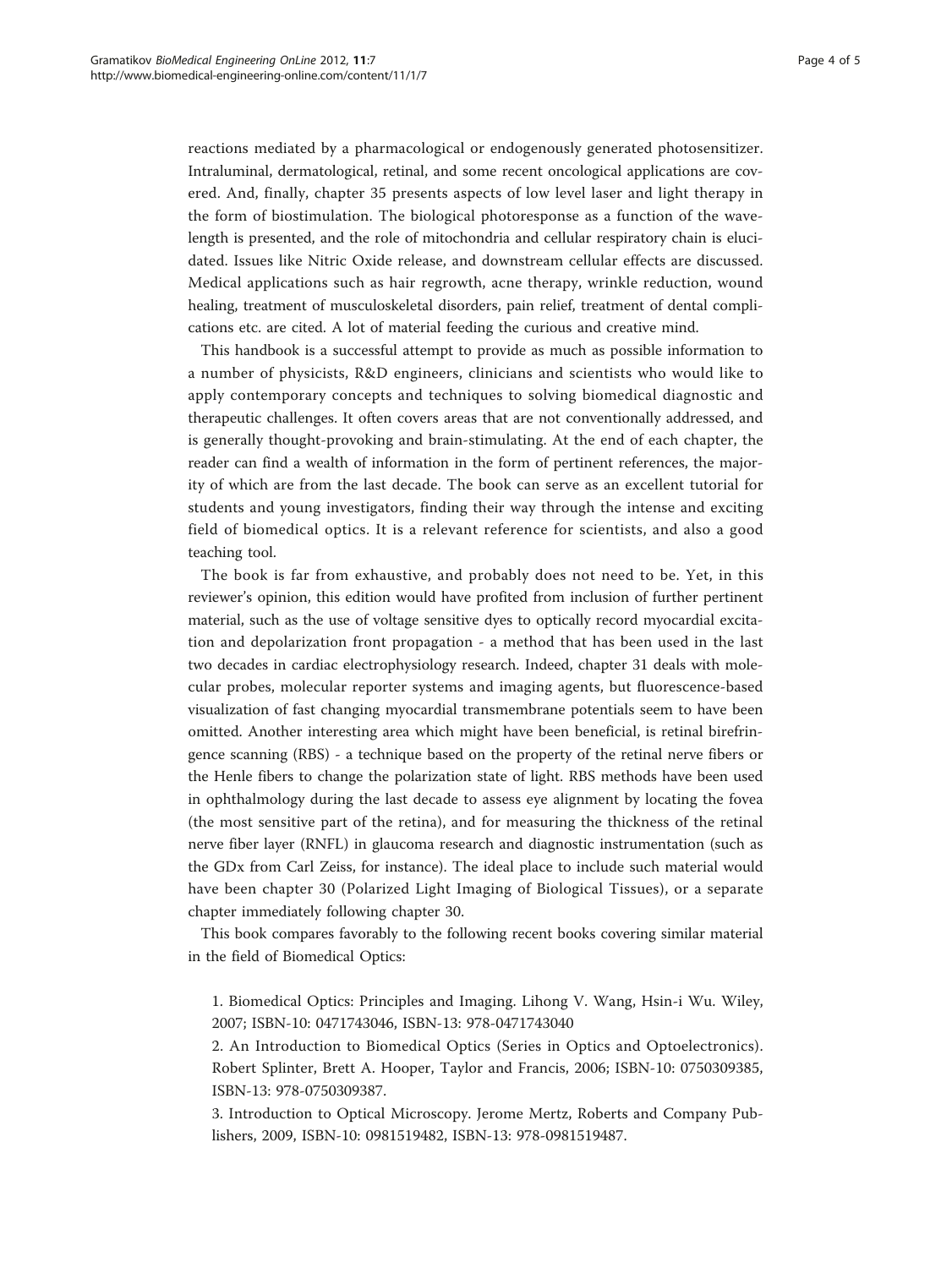reactions mediated by a pharmacological or endogenously generated photosensitizer. Intraluminal, dermatological, retinal, and some recent oncological applications are covered. And, finally, chapter 35 presents aspects of low level laser and light therapy in the form of biostimulation. The biological photoresponse as a function of the wavelength is presented, and the role of mitochondria and cellular respiratory chain is elucidated. Issues like Nitric Oxide release, and downstream cellular effects are discussed. Medical applications such as hair regrowth, acne therapy, wrinkle reduction, wound healing, treatment of musculoskeletal disorders, pain relief, treatment of dental complications etc. are cited. A lot of material feeding the curious and creative mind.

This handbook is a successful attempt to provide as much as possible information to a number of physicists, R&D engineers, clinicians and scientists who would like to apply contemporary concepts and techniques to solving biomedical diagnostic and therapeutic challenges. It often covers areas that are not conventionally addressed, and is generally thought-provoking and brain-stimulating. At the end of each chapter, the reader can find a wealth of information in the form of pertinent references, the majority of which are from the last decade. The book can serve as an excellent tutorial for students and young investigators, finding their way through the intense and exciting field of biomedical optics. It is a relevant reference for scientists, and also a good teaching tool.

The book is far from exhaustive, and probably does not need to be. Yet, in this reviewer's opinion, this edition would have profited from inclusion of further pertinent material, such as the use of voltage sensitive dyes to optically record myocardial excitation and depolarization front propagation - a method that has been used in the last two decades in cardiac electrophysiology research. Indeed, chapter 31 deals with molecular probes, molecular reporter systems and imaging agents, but fluorescence-based visualization of fast changing myocardial transmembrane potentials seem to have been omitted. Another interesting area which might have been beneficial, is retinal birefringence scanning (RBS) - a technique based on the property of the retinal nerve fibers or the Henle fibers to change the polarization state of light. RBS methods have been used in ophthalmology during the last decade to assess eye alignment by locating the fovea (the most sensitive part of the retina), and for measuring the thickness of the retinal nerve fiber layer (RNFL) in glaucoma research and diagnostic instrumentation (such as the GDx from Carl Zeiss, for instance). The ideal place to include such material would have been chapter 30 (Polarized Light Imaging of Biological Tissues), or a separate chapter immediately following chapter 30.

This book compares favorably to the following recent books covering similar material in the field of Biomedical Optics:

1. Biomedical Optics: Principles and Imaging. Lihong V. Wang, Hsin-i Wu. Wiley, 2007; ISBN-10: 0471743046, ISBN-13: 978-0471743040
2. An Introduction to Biomedical Optics (Series in Optics and Optoelectronics). Robert Splinter, Brett A. Hooper, Taylor and Francis, 2006; ISBN-10: 0750309385, ISBN-13: 978-0750309387.
3. Introduction to Optical Microscopy. Jerome Mertz, Roberts and Company Publishers, 2009, ISBN-10: 0981519482, ISBN-13: 978-0981519487.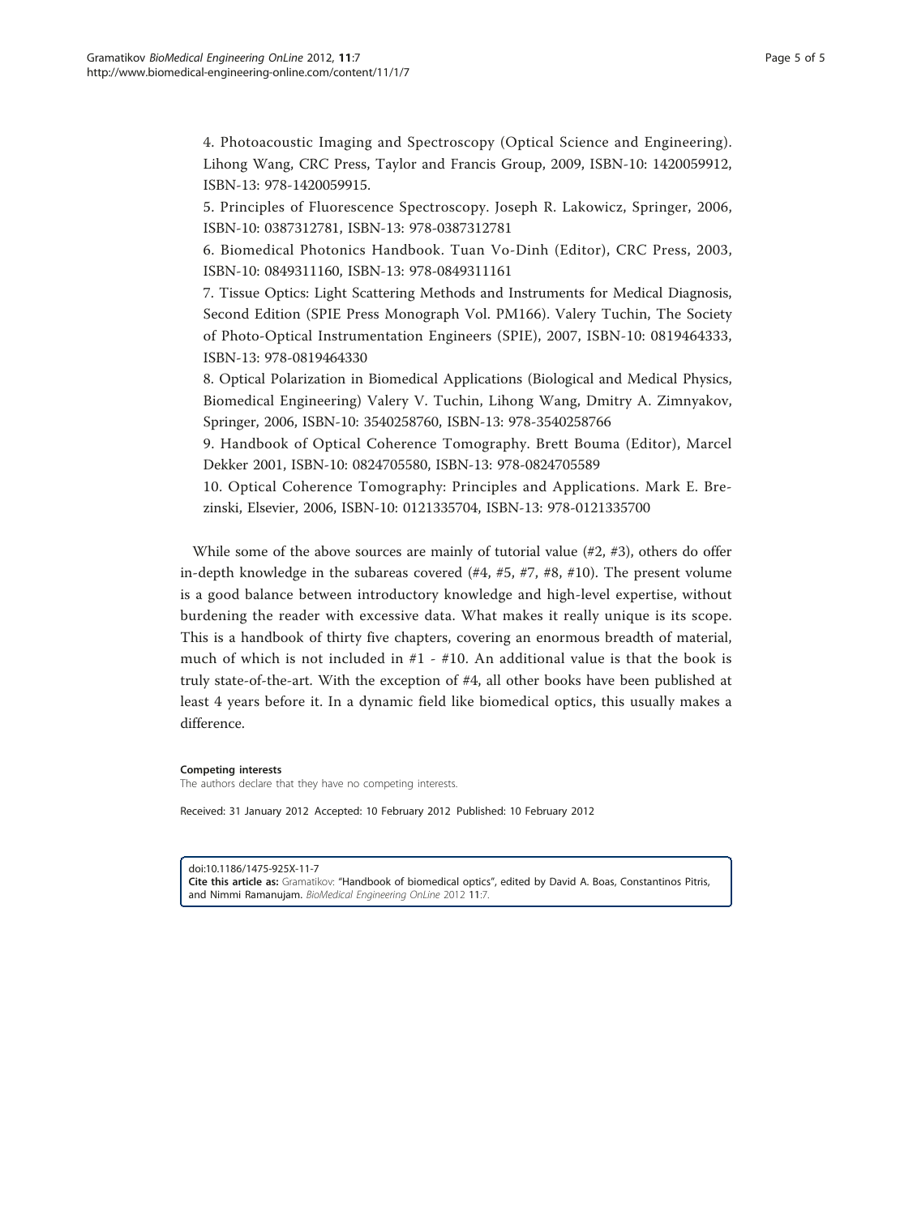4. Photoacoustic Imaging and Spectroscopy (Optical Science and Engineering). Lihong Wang, CRC Press, Taylor and Francis Group, 2009, ISBN-10: 1420059912, ISBN-13: 978-1420059915.

5. Principles of Fluorescence Spectroscopy. Joseph R. Lakowicz, Springer, 2006, ISBN-10: 0387312781, ISBN-13: 978-0387312781

6. Biomedical Photonics Handbook. Tuan Vo-Dinh (Editor), CRC Press, 2003, ISBN-10: 0849311160, ISBN-13: 978-0849311161

7. Tissue Optics: Light Scattering Methods and Instruments for Medical Diagnosis, Second Edition (SPIE Press Monograph Vol. PM166). Valery Tuchin, The Society of Photo-Optical Instrumentation Engineers (SPIE), 2007, ISBN-10: 0819464333, ISBN-13: 978-0819464330

8. Optical Polarization in Biomedical Applications (Biological and Medical Physics, Biomedical Engineering) Valery V. Tuchin, Lihong Wang, Dmitry A. Zimnyakov, Springer, 2006, ISBN-10: 3540258760, ISBN-13: 978-3540258766

9. Handbook of Optical Coherence Tomography. Brett Bouma (Editor), Marcel Dekker 2001, ISBN-10: 0824705580, ISBN-13: 978-0824705589

10. Optical Coherence Tomography: Principles and Applications. Mark E. Brezinski, Elsevier, 2006, ISBN-10: 0121335704, ISBN-13: 978-0121335700

While some of the above sources are mainly of tutorial value (#2, #3), others do offer in-depth knowledge in the subareas covered (#4, #5, #7, #8, #10). The present volume is a good balance between introductory knowledge and high-level expertise, without burdening the reader with excessive data. What makes it really unique is its scope. This is a handbook of thirty five chapters, covering an enormous breadth of material, much of which is not included in #1 - #10. An additional value is that the book is truly state-of-the-art. With the exception of #4, all other books have been published at least 4 years before it. In a dynamic field like biomedical optics, this usually makes a difference.

#### Competing interests

The authors declare that they have no competing interests.

Received: 31 January 2012 Accepted: 10 February 2012 Published: 10 February 2012

doi:10.1186/1475-925X-11-7

**Cite this article as:** Gramatikov: "Handbook of biomedical optics", edited by David A. Boas, Constantinos Pitris, and Nimmi Ramanujam. *BioMedical Engineering OnLine* 2012 **11**:7.